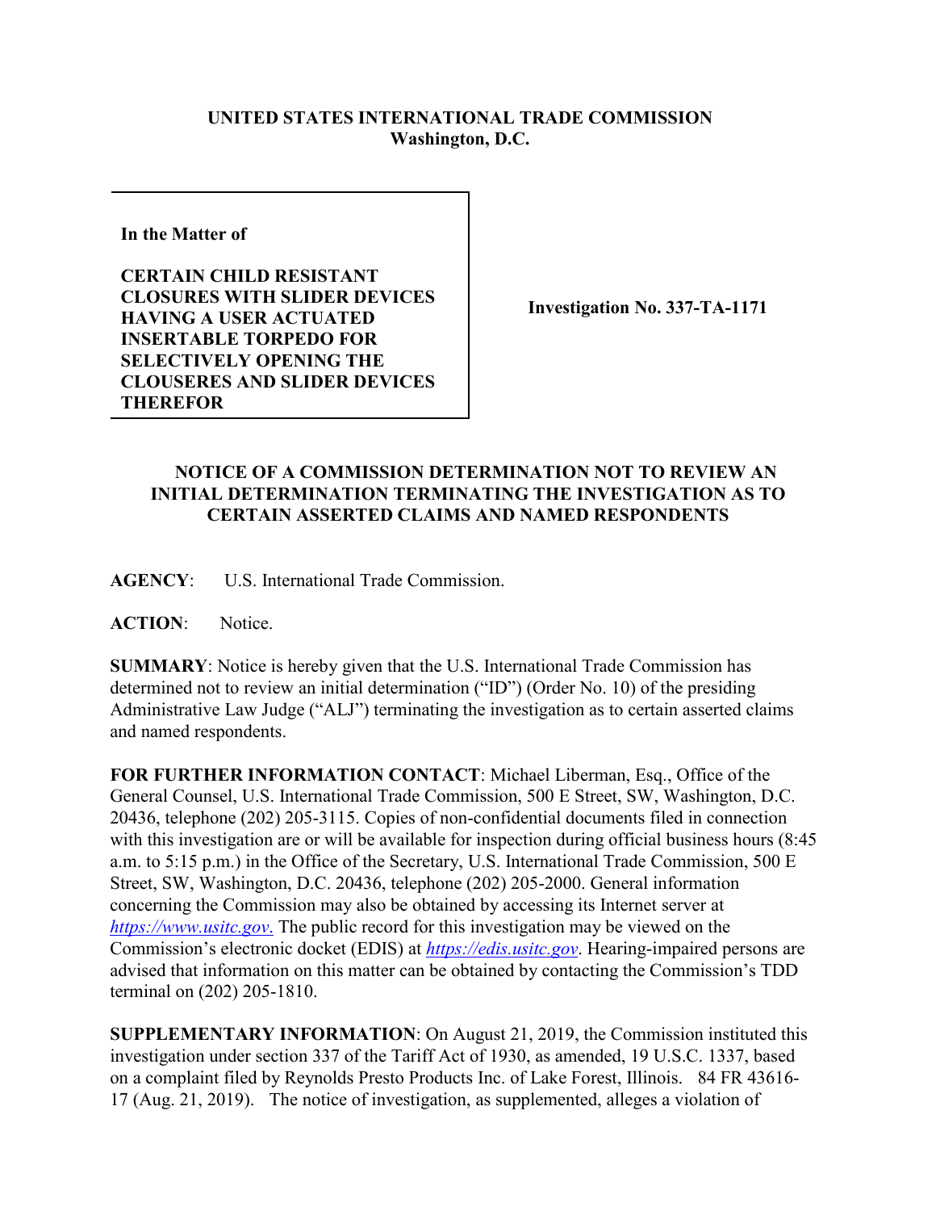**UNITED STATES INTERNATIONAL TRADE COMMISSION**
**Washington, D.C.**

**In the Matter of**

**CERTAIN CHILD RESISTANT CLOSURES WITH SLIDER DEVICES HAVING A USER ACTUATED INSERTABLE TORPEDO FOR SELECTIVELY OPENING THE CLOUSERES AND SLIDER DEVICES THEREFOR**

**Investigation No. 337-TA-1171**

**NOTICE OF A COMMISSION DETERMINATION NOT TO REVIEW AN INITIAL DETERMINATION TERMINATING THE INVESTIGATION AS TO CERTAIN ASSERTED CLAIMS AND NAMED RESPONDENTS**

**AGENCY**: U.S. International Trade Commission.

**ACTION**: Notice.

**SUMMARY**: Notice is hereby given that the U.S. International Trade Commission has determined not to review an initial determination ("ID") (Order No. 10) of the presiding Administrative Law Judge ("ALJ") terminating the investigation as to certain asserted claims and named respondents.

**FOR FURTHER INFORMATION CONTACT**: Michael Liberman, Esq., Office of the General Counsel, U.S. International Trade Commission, 500 E Street, SW, Washington, D.C. 20436, telephone (202) 205-3115. Copies of non-confidential documents filed in connection with this investigation are or will be available for inspection during official business hours (8:45 a.m. to 5:15 p.m.) in the Office of the Secretary, U.S. International Trade Commission, 500 E Street, SW, Washington, D.C. 20436, telephone (202) 205-2000. General information concerning the Commission may also be obtained by accessing its Internet server at *https://www.usitc.gov*. The public record for this investigation may be viewed on the Commission's electronic docket (EDIS) at *https://edis.usitc.gov*. Hearing-impaired persons are advised that information on this matter can be obtained by contacting the Commission's TDD terminal on (202) 205-1810.

**SUPPLEMENTARY INFORMATION**: On August 21, 2019, the Commission instituted this investigation under section 337 of the Tariff Act of 1930, as amended, 19 U.S.C. 1337, based on a complaint filed by Reynolds Presto Products Inc. of Lake Forest, Illinois. 84 FR 43616-17 (Aug. 21, 2019). The notice of investigation, as supplemented, alleges a violation of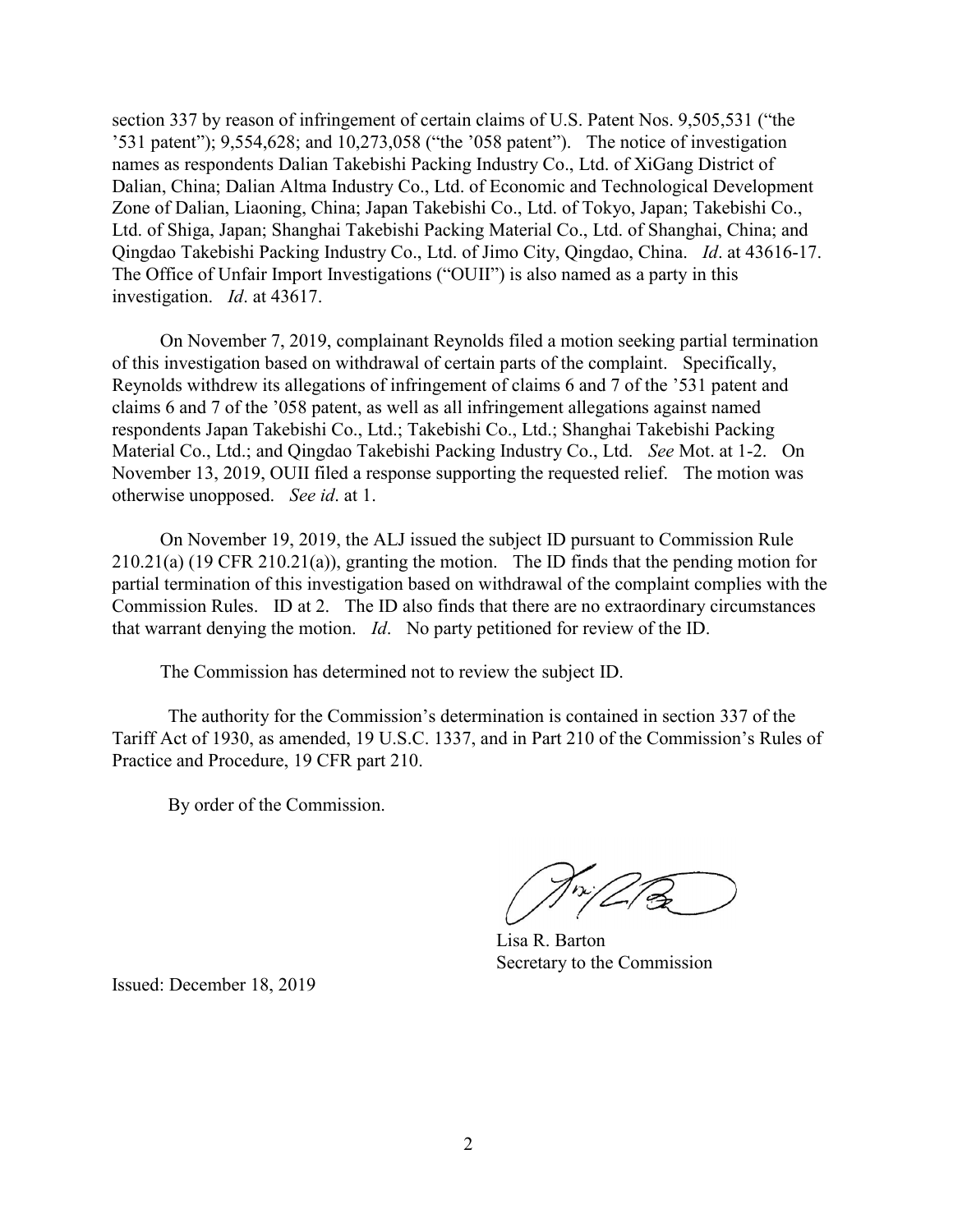section 337 by reason of infringement of certain claims of U.S. Patent Nos. 9,505,531 ("the '531 patent"); 9,554,628; and 10,273,058 ("the '058 patent"). The notice of investigation names as respondents Dalian Takebishi Packing Industry Co., Ltd. of XiGang District of Dalian, China; Dalian Altma Industry Co., Ltd. of Economic and Technological Development Zone of Dalian, Liaoning, China; Japan Takebishi Co., Ltd. of Tokyo, Japan; Takebishi Co., Ltd. of Shiga, Japan; Shanghai Takebishi Packing Material Co., Ltd. of Shanghai, China; and Qingdao Takebishi Packing Industry Co., Ltd. of Jimo City, Qingdao, China. *Id*. at 43616-17. The Office of Unfair Import Investigations ("OUII") is also named as a party in this investigation. *Id*. at 43617.

On November 7, 2019, complainant Reynolds filed a motion seeking partial termination of this investigation based on withdrawal of certain parts of the complaint. Specifically, Reynolds withdrew its allegations of infringement of claims 6 and 7 of the '531 patent and claims 6 and 7 of the '058 patent, as well as all infringement allegations against named respondents Japan Takebishi Co., Ltd.; Takebishi Co., Ltd.; Shanghai Takebishi Packing Material Co., Ltd.; and Qingdao Takebishi Packing Industry Co., Ltd. *See* Mot. at 1-2. On November 13, 2019, OUII filed a response supporting the requested relief. The motion was otherwise unopposed. *See id*. at 1.

On November 19, 2019, the ALJ issued the subject ID pursuant to Commission Rule 210.21(a) (19 CFR 210.21(a)), granting the motion. The ID finds that the pending motion for partial termination of this investigation based on withdrawal of the complaint complies with the Commission Rules. ID at 2. The ID also finds that there are no extraordinary circumstances that warrant denying the motion. *Id*. No party petitioned for review of the ID.

The Commission has determined not to review the subject ID.

The authority for the Commission's determination is contained in section 337 of the Tariff Act of 1930, as amended, 19 U.S.C. 1337, and in Part 210 of the Commission's Rules of Practice and Procedure, 19 CFR part 210.

By order of the Commission.

Lisa R. Barton
Secretary to the Commission

Issued: December 18, 2019